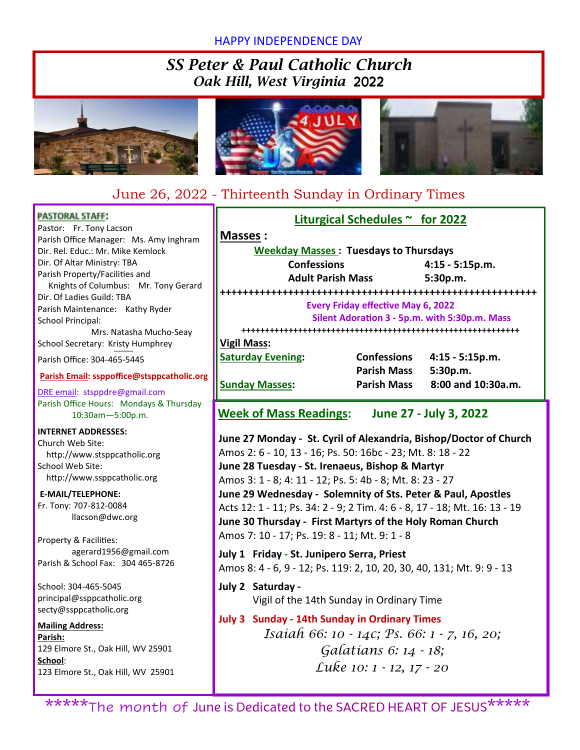HAPPY INDEPENDENCE DAY

# SS Peter & Paul Catholic Church
## Oak Hill, West Virginia 2022

June 26, 2022 - Thirteenth Sunday in Ordinary Times

**PASTORAL STAFF:**

Pastor: Fr. Tony Lacson
Parish Office Manager: Ms. Amy Inghram
Dir. Rel. Educ.: Mr. Mike Kemlock
Dir. Of Altar Ministry: TBA
Parish Property/Facilities and Knights of Columbus: Mr. Tony Gerard
Dir. Of Ladies Guild: TBA
Parish Maintenance: Kathy Ryder
School Principal: Mrs. Natasha Mucho-Seay
School Secretary: Kristy Humphrey

Parish Office: 304-465-5445

**Parish Email: ssppoffice@stsppcatholic.org**

DRE email: stsppdre@gmail.com

Parish Office Hours: Mondays & Thursday 10:30am—5:00p.m.

**INTERNET ADDRESSES:**

Church Web Site: http://www.stsppcatholic.org
School Web Site: http://www.ssppcatholic.org

**E-MAIL/TELEPHONE:**

Fr. Tony: 707-812-0084
llacson@dwc.org

Property & Facilities: agerard1956@gmail.com
Parish & School Fax: 304 465-8726

School: 304-465-5045
principal@ssppcatholic.org
secty@ssppcatholic.org

**Mailing Address:**

**Parish:**
129 Elmore St., Oak Hill, WV 25901

**School:**
123 Elmore St., Oak Hill, WV 25901

## Liturgical Schedules ~ for 2022

**Masses :**

**Weekday Masses : Tuesdays to Thursdays**

| | |
|---|---|
| **Confessions** | **4:15 - 5:15p.m.** |
| **Adult Parish Mass** | **5:30p.m.** |

+++++++++++++++++++++++++++++++++++++++++++++++++++++++++

**Every Friday effective May 6, 2022**
**Silent Adoration 3 - 5p.m. with 5:30p.m. Mass**

+++++++++++++++++++++++++++++++++++++++++++++++++++++++++

**Vigil Mass:**

| | | |
|---|---|---|
| **Saturday Evening:** | **Confessions** | **4:15 - 5:15p.m.** |
| | **Parish Mass** | **5:30p.m.** |
| **Sunday Masses:** | **Parish Mass** | **8:00 and 10:30a.m.** |

## Week of Mass Readings: June 27 - July 3, 2022

**June 27 Monday - St. Cyril of Alexandria, Bishop/Doctor of Church**
Amos 2: 6 - 10, 13 - 16; Ps. 50: 16bc - 23; Mt. 8: 18 - 22

**June 28 Tuesday - St. Irenaeus, Bishop & Martyr**
Amos 3: 1 - 8; 4: 11 - 12; Ps. 5: 4b - 8; Mt. 8: 23 - 27

**June 29 Wednesday - Solemnity of Sts. Peter & Paul, Apostles**
Acts 12: 1 - 11; Ps. 34: 2 - 9; 2 Tim. 4: 6 - 8, 17 - 18; Mt. 16: 13 - 19

**June 30 Thursday - First Martyrs of the Holy Roman Church**
Amos 7: 10 - 17; Ps. 19: 8 - 11; Mt. 9: 1 - 8

**July 1 Friday - St. Junipero Serra, Priest**
Amos 8: 4 - 6, 9 - 12; Ps. 119: 2, 10, 20, 30, 40, 131; Mt. 9: 9 - 13

**July 2 Saturday -**
Vigil of the 14th Sunday in Ordinary Time

**July 3 Sunday - 14th Sunday in Ordinary Times**
*Isaiah 66: 10 - 14c; Ps. 66: 1 - 7, 16, 20;*
*Galatians 6: 14 - 18;*
*Luke 10: 1 - 12, 17 - 20*

*****The month of June is Dedicated to the SACRED HEART OF JESUS*****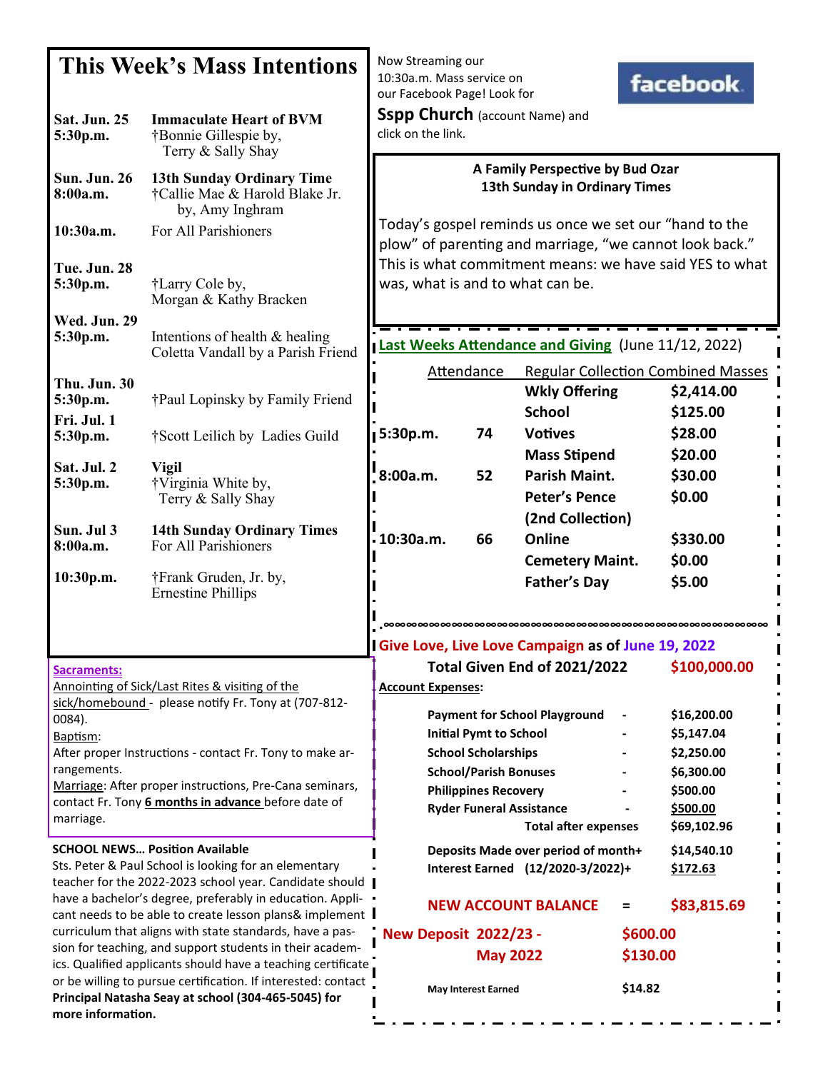# This Week's Mass Intentions

| | |
|---|---|
| **Sat. Jun. 25** **5:30p.m.** | **Immaculate Heart of BVM** †Bonnie Gillespie by, Terry & Sally Shay |
| **Sun. Jun. 26** **8:00a.m.** | **13th Sunday Ordinary Time** †Callie Mae & Harold Blake Jr. by, Amy Inghram |
| **10:30a.m.** | For All Parishioners |
| **Tue. Jun. 28** **5:30p.m.** | †Larry Cole by, Morgan & Kathy Bracken |
| **Wed. Jun. 29** **5:30p.m.** | Intentions of health & healing Coletta Vandall by a Parish Friend |
| **Thu. Jun. 30** **5:30p.m.** | †Paul Lopinsky by Family Friend |
| **Fri. Jul. 1** **5:30p.m.** | †Scott Leilich by Ladies Guild |
| **Sat. Jul. 2** **5:30p.m.** | **Vigil** †Virginia White by, Terry & Sally Shay |
| **Sun. Jul 3** **8:00a.m.** | **14th Sunday Ordinary Times** For All Parishioners |
| **10:30p.m.** | †Frank Gruden, Jr. by, Ernestine Phillips |

**Sacraments:**

Annointing of Sick/Last Rites & visiting of the sick/homebound - please notify Fr. Tony at (707-812-0084).

Baptism:
After proper Instructions - contact Fr. Tony to make arrangements.

Marriage: After proper instructions, Pre-Cana seminars, contact Fr. Tony **6 months in advance** before date of marriage.

**SCHOOL NEWS… Position Available**

Sts. Peter & Paul School is looking for an elementary teacher for the 2022-2023 school year. Candidate should have a bachelor's degree, preferably in education. Applicant needs to be able to create lesson plans& implement curriculum that aligns with state standards, have a passion for teaching, and support students in their academics. Qualified applicants should have a teaching certificate or be willing to pursue certification. If interested: contact **Principal Natasha Seay at school (304-465-5045) for more information.**

Now Streaming our 10:30a.m. Mass service on our Facebook Page! Look for **Sspp Church** (account Name) and click on the link.

**A Family Perspective by Bud Ozar**
**13th Sunday in Ordinary Times**

Today's gospel reminds us once we set our "hand to the plow" of parenting and marriage, "we cannot look back." This is what commitment means: we have said YES to what was, what is and to what can be.

**Last Weeks Attendance and Giving** (June 11/12, 2022)

| Attendance | | Regular Collection Combined Masses | |
|---|---|---|---|
| | | **Wkly Offering** | **$2,414.00** |
| | | **School** | **$125.00** |
| **5:30p.m.** | **74** | **Votives** | **$28.00** |
| | | **Mass Stipend** | **$20.00** |
| **8:00a.m.** | **52** | **Parish Maint.** | **$30.00** |
| | | **Peter's Pence (2nd Collection)** | **$0.00** |
| **10:30a.m.** | **66** | **Online** | **$330.00** |
| | | **Cemetery Maint.** | **$0.00** |
| | | **Father's Day** | **$5.00** |

**Give Love, Live Love Campaign as of June 19, 2022**

| | | |
|---|---|---|
| **Total Given End of 2021/2022** | | **$100,000.00** |
| **Account Expenses:** | | |
| **Payment for School Playground** | - | **$16,200.00** |
| **Initial Pymt to School** | - | **$5,147.04** |
| **School Scholarships** | - | **$2,250.00** |
| **School/Parish Bonuses** | - | **$6,300.00** |
| **Philippines Recovery** | - | **$500.00** |
| **Ryder Funeral Assistance** | - | **$500.00** |
| **Total after expenses** | | **$69,102.96** |
| **Deposits Made over period of month+** | | **$14,540.10** |
| **Interest Earned (12/2020-3/2022)+** | | **$172.63** |
| **NEW ACCOUNT BALANCE** | = | **$83,815.69** |
| **New Deposit 2022/23 -** | | **$600.00** |
| **May 2022** | | **$130.00** |
| **May Interest Earned** | | **$14.82** |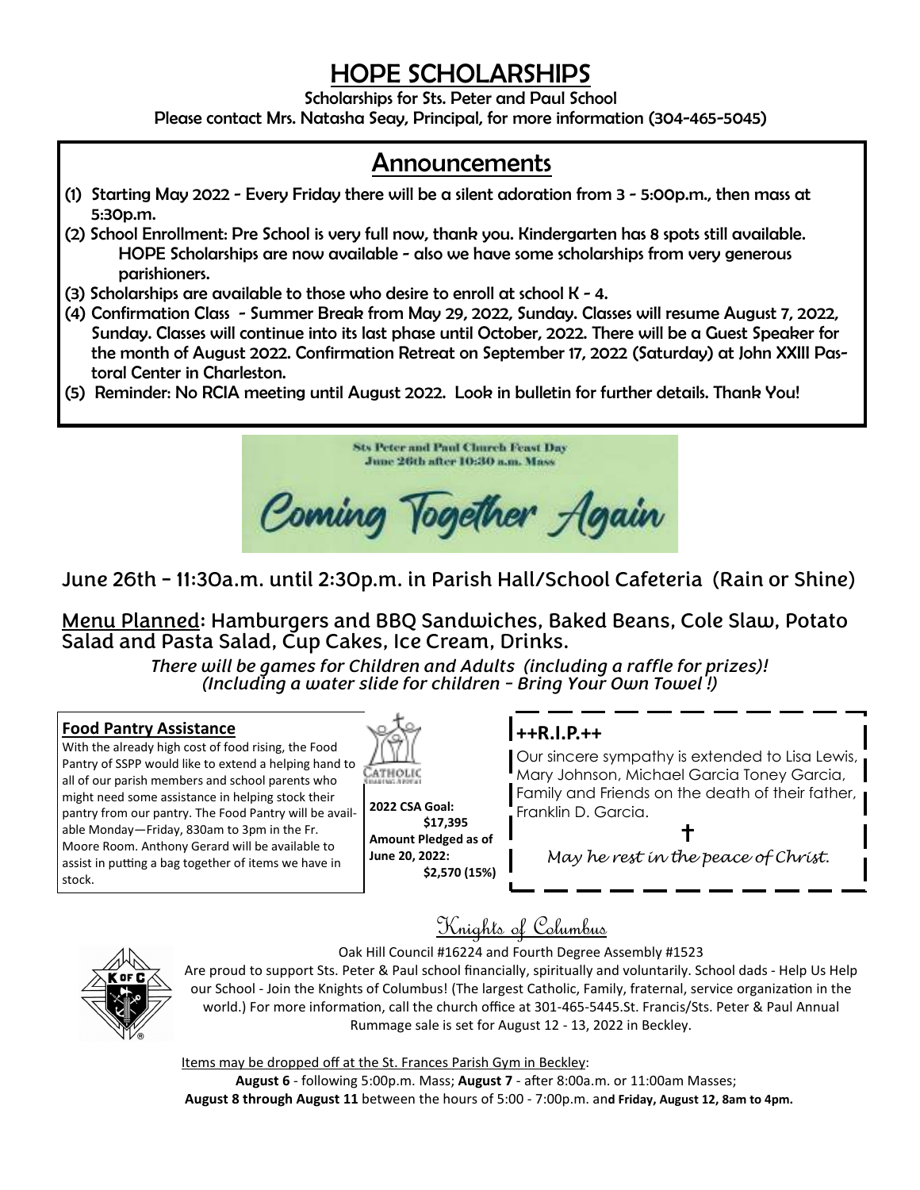# HOPE SCHOLARSHIPS

Scholarships for Sts. Peter and Paul School

Please contact Mrs. Natasha Seay, Principal, for more information (304-465-5045)

## Announcements

(1) Starting May 2022 - Every Friday there will be a silent adoration from 3 - 5:00p.m., then mass at 5:30p.m.

(2) School Enrollment: Pre School is very full now, thank you. Kindergarten has 8 spots still available. HOPE Scholarships are now available - also we have some scholarships from very generous parishioners.

(3) Scholarships are available to those who desire to enroll at school K - 4.

(4) Confirmation Class - Summer Break from May 29, 2022, Sunday. Classes will resume August 7, 2022, Sunday. Classes will continue into its last phase until October, 2022. There will be a Guest Speaker for the month of August 2022. Confirmation Retreat on September 17, 2022 (Saturday) at John XXIII Pastoral Center in Charleston.

(5) Reminder: No RCIA meeting until August 2022. Look in bulletin for further details. Thank You!

**Sts Peter and Paul Church Feast Day**
**June 26th after 10:30 a.m. Mass**

*Coming Together Again*

June 26th – 11:30a.m. until 2:30p.m. in Parish Hall/School Cafeteria (Rain or Shine)

Menu Planned: Hamburgers and BBQ Sandwiches, Baked Beans, Cole Slaw, Potato Salad and Pasta Salad, Cup Cakes, Ice Cream, Drinks.

*There will be games for Children and Adults (including a raffle for prizes)!*
*(Including a water slide for children – Bring Your Own Towel !)*

### Food Pantry Assistance

With the already high cost of food rising, the Food Pantry of SSPP would like to extend a helping hand to all of our parish members and school parents who might need some assistance in helping stock their pantry from our pantry. The Food Pantry will be available Monday—Friday, 830am to 3pm in the Fr. Moore Room. Anthony Gerard will be available to assist in putting a bag together of items we have in stock.

**2022 CSA Goal:**
**$17,395**
**Amount Pledged as of June 20, 2022:**
**$2,570 (15%)**

### ++R.I.P.++

Our sincere sympathy is extended to Lisa Lewis, Mary Johnson, Michael Garcia Toney Garcia, Family and Friends on the death of their father, Franklin D. Garcia.

†

*May he rest in the peace of Christ.*

## Knights of Columbus

Oak Hill Council #16224 and Fourth Degree Assembly #1523

Are proud to support Sts. Peter & Paul school financially, spiritually and voluntarily. School dads - Help Us Help our School - Join the Knights of Columbus! (The largest Catholic, Family, fraternal, service organization in the world.) For more information, call the church office at 301-465-5445.St. Francis/Sts. Peter & Paul Annual Rummage sale is set for August 12 - 13, 2022 in Beckley.

Items may be dropped off at the St. Frances Parish Gym in Beckley:

**August 6** - following 5:00p.m. Mass; **August 7** - after 8:00a.m. or 11:00am Masses;
**August 8 through August 11** between the hours of 5:00 - 7:00p.m. an**d Friday, August 12, 8am to 4pm.**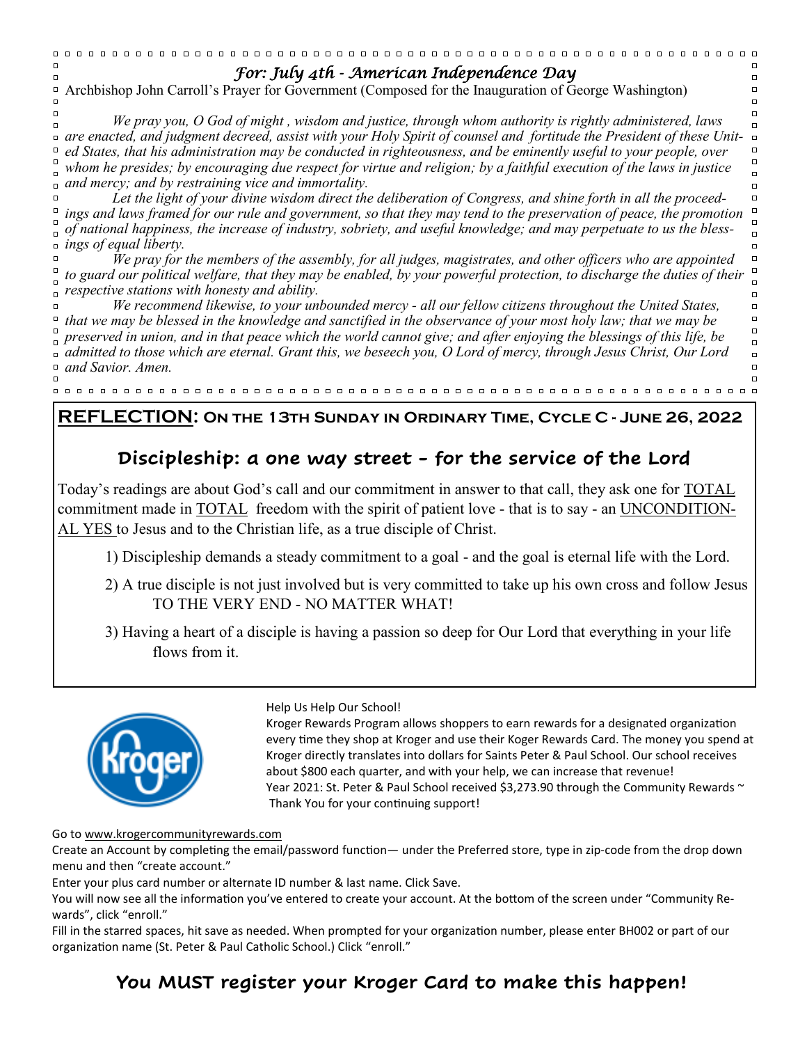## *For: July 4th - American Independence Day*

Archbishop John Carroll's Prayer for Government (Composed for the Inauguration of George Washington)

*We pray you, O God of might , wisdom and justice, through whom authority is rightly administered, laws are enacted, and judgment decreed, assist with your Holy Spirit of counsel and fortitude the President of these United States, that his administration may be conducted in righteousness, and be eminently useful to your people, over whom he presides; by encouraging due respect for virtue and religion; by a faithful execution of the laws in justice and mercy; and by restraining vice and immortality.*

*Let the light of your divine wisdom direct the deliberation of Congress, and shine forth in all the proceedings and laws framed for our rule and government, so that they may tend to the preservation of peace, the promotion of national happiness, the increase of industry, sobriety, and useful knowledge; and may perpetuate to us the blessings of equal liberty.*

*We pray for the members of the assembly, for all judges, magistrates, and other officers who are appointed to guard our political welfare, that they may be enabled, by your powerful protection, to discharge the duties of their respective stations with honesty and ability.*

*We recommend likewise, to your unbounded mercy - all our fellow citizens throughout the United States, that we may be blessed in the knowledge and sanctified in the observance of your most holy law; that we may be preserved in union, and in that peace which the world cannot give; and after enjoying the blessings of this life, be admitted to those which are eternal. Grant this, we beseech you, O Lord of mercy, through Jesus Christ, Our Lord and Savior. Amen.*

## REFLECTION: On the 13th Sunday in Ordinary Time, Cycle C - June 26, 2022

### Discipleship: a one way street - for the service of the Lord

Today's readings are about God's call and our commitment in answer to that call, they ask one for TOTAL commitment made in TOTAL freedom with the spirit of patient love - that is to say - an UNCONDITIONAL YES to Jesus and to the Christian life, as a true disciple of Christ.

1) Discipleship demands a steady commitment to a goal - and the goal is eternal life with the Lord.
2) A true disciple is not just involved but is very committed to take up his own cross and follow Jesus TO THE VERY END - NO MATTER WHAT!
3) Having a heart of a disciple is having a passion so deep for Our Lord that everything in your life flows from it.

Help Us Help Our School!

Kroger Rewards Program allows shoppers to earn rewards for a designated organization every time they shop at Kroger and use their Koger Rewards Card. The money you spend at Kroger directly translates into dollars for Saints Peter & Paul School. Our school receives about $800 each quarter, and with your help, we can increase that revenue!

Year 2021: St. Peter & Paul School received $3,273.90 through the Community Rewards ~ Thank You for your continuing support!

Go to www.krogercommunityrewards.com

Create an Account by completing the email/password function— under the Preferred store, type in zip-code from the drop down menu and then "create account."

Enter your plus card number or alternate ID number & last name. Click Save.

You will now see all the information you've entered to create your account. At the bottom of the screen under "Community Rewards", click "enroll."

Fill in the starred spaces, hit save as needed. When prompted for your organization number, please enter BH002 or part of our organization name (St. Peter & Paul Catholic School.) Click "enroll."

## You MUST register your Kroger Card to make this happen!